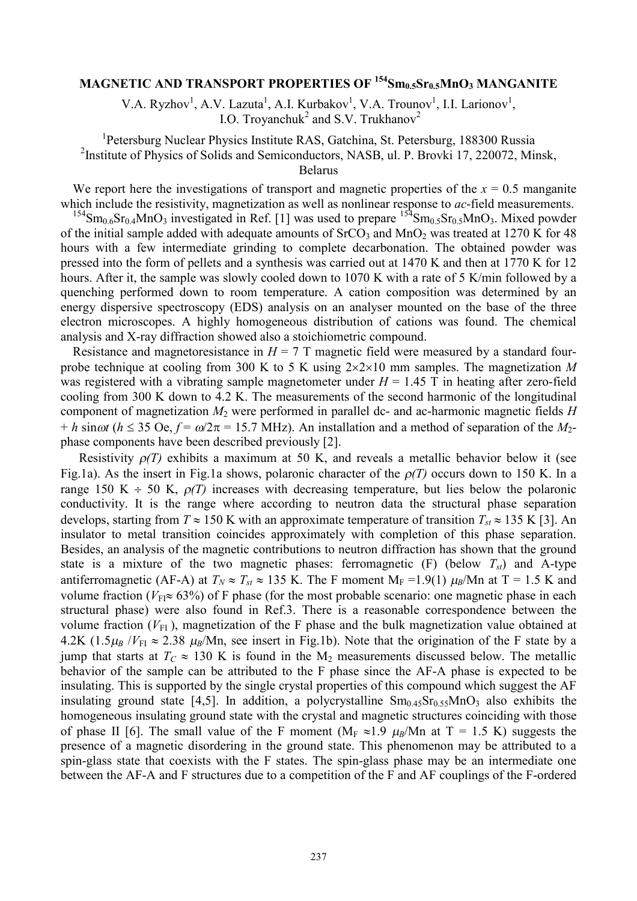# MAGNETIC AND TRANSPORT PROPERTIES OF $^{154}Sm_{0.5}Sr_{0.5}MnO_3$ MANGANITE

V.A. Ryzhov[1], A.V. Lazuta[1], A.I. Kurbakov[1], V.A. Trounov[1], I.I. Larionov[1], I.O. Troyanchuk[2] and S.V. Trukhanov[2]

[1]Petersburg Nuclear Physics Institute RAS, Gatchina, St. Petersburg, 188300 Russia
[2]Institute of Physics of Solids and Semiconductors, NASB, ul. P. Brovki 17, 220072, Minsk, Belarus

We report here the investigations of transport and magnetic properties of the $x = 0.5$ manganite which include the resistivity, magnetization as well as nonlinear response to *ac*-field measurements.

$^{154}Sm_{0.6}Sr_{0.4}MnO_3$ investigated in Ref. [1] was used to prepare $^{154}Sm_{0.5}Sr_{0.5}MnO_3$. Mixed powder of the initial sample added with adequate amounts of $SrCO_3$ and $MnO_2$ was treated at 1270 K for 48 hours with a few intermediate grinding to complete decarbonation. The obtained powder was pressed into the form of pellets and a synthesis was carried out at 1470 K and then at 1770 K for 12 hours. After it, the sample was slowly cooled down to 1070 K with a rate of 5 K/min followed by a quenching performed down to room temperature. A cation composition was determined by an energy dispersive spectroscopy (EDS) analysis on an analyser mounted on the base of the three electron microscopes. A highly homogeneous distribution of cations was found. The chemical analysis and X-ray diffraction showed also a stoichiometric compound.

Resistance and magnetoresistance in $H = 7$ T magnetic field were measured by a standard four-probe technique at cooling from 300 K to 5 K using $2\times2\times10$ mm samples. The magnetization $M$ was registered with a vibrating sample magnetometer under $H = 1.45$ T in heating after zero-field cooling from 300 K down to 4.2 K. The measurements of the second harmonic of the longitudinal component of magnetization $M_2$ were performed in parallel dc- and ac-harmonic magnetic fields $H + h \sin\omega t$ ($h \leq 35$ Oe, $f = \omega/2\pi = 15.7$ MHz). An installation and a method of separation of the $M_2$-phase components have been described previously [2].

Resistivity $\rho(T)$ exhibits a maximum at 50 K, and reveals a metallic behavior below it (see Fig.1a). As the insert in Fig.1a shows, polaronic character of the $\rho(T)$ occurs down to 150 K. In a range 150 K $\div$ 50 K, $\rho(T)$ increases with decreasing temperature, but lies below the polaronic conductivity. It is the range where according to neutron data the structural phase separation develops, starting from $T \approx 150$ K with an approximate temperature of transition $T_{st} \approx 135$ K [3]. An insulator to metal transition coincides approximately with completion of this phase separation. Besides, an analysis of the magnetic contributions to neutron diffraction has shown that the ground state is a mixture of the two magnetic phases: ferromagnetic (F) (below $T_{st}$) and A-type antiferromagnetic (AF-A) at $T_N \approx T_{st} \approx 135$ K. The F moment $M_F = 1.9(1)$ $\mu_B$/Mn at T = 1.5 K and volume fraction ($V_{FI} \approx 63\%$) of F phase (for the most probable scenario: one magnetic phase in each structural phase) were also found in Ref.3. There is a reasonable correspondence between the volume fraction ($V_{FI}$), magnetization of the F phase and the bulk magnetization value obtained at 4.2K ($1.5\mu_B / V_{FI} \approx 2.38$ $\mu_B$/Mn, see insert in Fig.1b). Note that the origination of the F state by a jump that starts at $T_C \approx 130$ K is found in the $M_2$ measurements discussed below. The metallic behavior of the sample can be attributed to the F phase since the AF-A phase is expected to be insulating. This is supported by the single crystal properties of this compound which suggest the AF insulating ground state [4,5]. In addition, a polycrystalline $Sm_{0.45}Sr_{0.55}MnO_3$ also exhibits the homogeneous insulating ground state with the crystal and magnetic structures coinciding with those of phase II [6]. The small value of the F moment ($M_F \approx 1.9$ $\mu_B$/Mn at T = 1.5 K) suggests the presence of a magnetic disordering in the ground state. This phenomenon may be attributed to a spin-glass state that coexists with the F states. The spin-glass phase may be an intermediate one between the AF-A and F structures due to a competition of the F and AF couplings of the F-ordered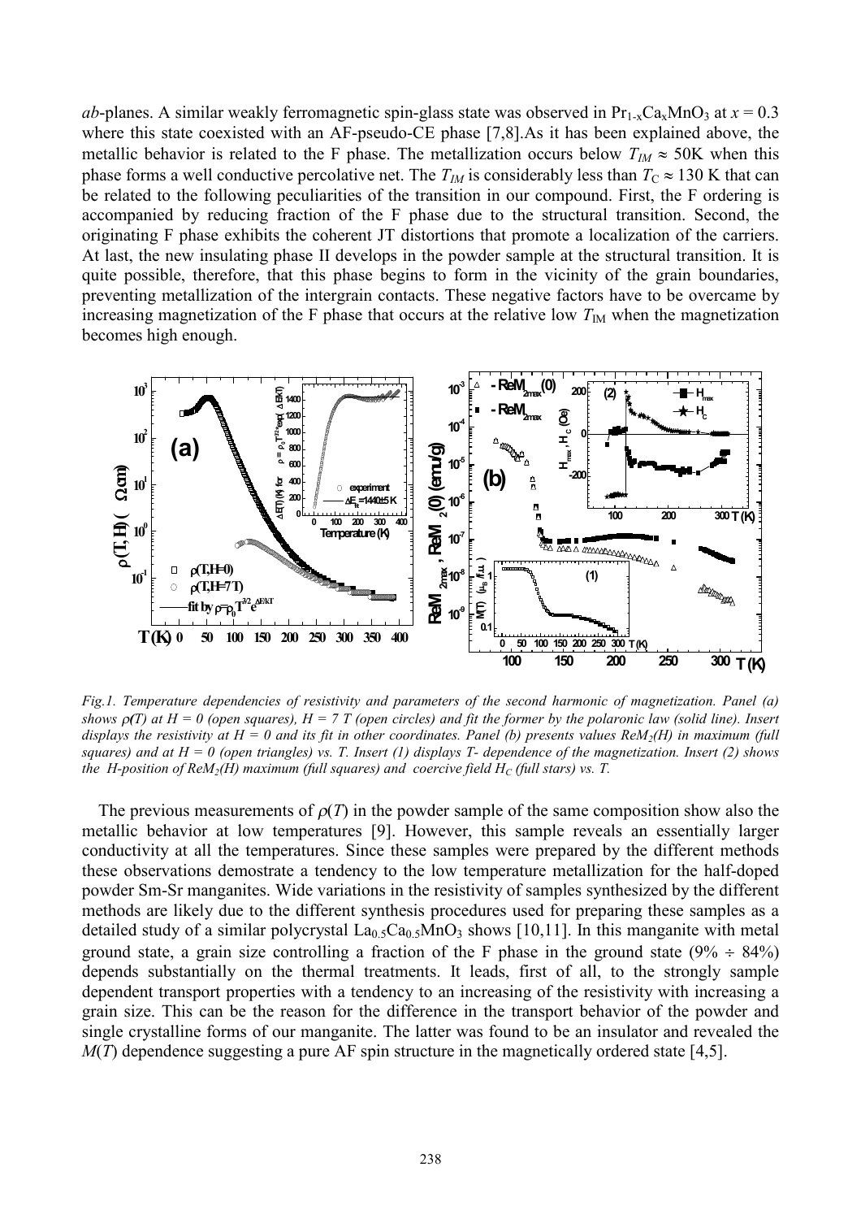*ab*-planes. A similar weakly ferromagnetic spin-glass state was observed in $Pr_{1-x}Ca_xMnO_3$ at $x = 0.3$ where this state coexisted with an AF-pseudo-CE phase [7,8].As it has been explained above, the metallic behavior is related to the F phase. The metallization occurs below $T_{IM} \approx 50$K when this phase forms a well conductive percolative net. The $T_{IM}$ is considerably less than $T_C \approx 130$ K that can be related to the following peculiarities of the transition in our compound. First, the F ordering is accompanied by reducing fraction of the F phase due to the structural transition. Second, the originating F phase exhibits the coherent JT distortions that promote a localization of the carriers. At last, the new insulating phase II develops in the powder sample at the structural transition. It is quite possible, therefore, that this phase begins to form in the vicinity of the grain boundaries, preventing metallization of the intergrain contacts. These negative factors have to be overcame by increasing magnetization of the F phase that occurs at the relative low $T_{IM}$ when the magnetization becomes high enough.

*Fig.1. Temperature dependencies of resistivity and parameters of the second harmonic of magnetization. Panel (a) shows $\rho(T)$ at $H = 0$ (open squares), $H = 7$ T (open circles) and fit the former by the polaronic law (solid line). Insert displays the resistivity at $H = 0$ and its fit in other coordinates. Panel (b) presents values $ReM_2(H)$ in maximum (full squares) and at $H = 0$ (open triangles) vs. T. Insert (1) displays T- dependence of the magnetization. Insert (2) shows the H-position of $ReM_2(H)$ maximum (full squares) and coercive field $H_C$ (full stars) vs. T.*

The previous measurements of $\rho(T)$ in the powder sample of the same composition show also the metallic behavior at low temperatures [9]. However, this sample reveals an essentially larger conductivity at all the temperatures. Since these samples were prepared by the different methods these observations demostrate a tendency to the low temperature metallization for the half-doped powder Sm-Sr manganites. Wide variations in the resistivity of samples synthesized by the different methods are likely due to the different synthesis procedures used for preparing these samples as a detailed study of a similar polycrystal $La_{0.5}Ca_{0.5}MnO_3$ shows [10,11]. In this manganite with metal ground state, a grain size controlling a fraction of the F phase in the ground state (9% ÷ 84%) depends substantially on the thermal treatments. It leads, first of all, to the strongly sample dependent transport properties with a tendency to an increasing of the resistivity with increasing a grain size. This can be the reason for the difference in the transport behavior of the powder and single crystalline forms of our manganite. The latter was found to be an insulator and revealed the $M(T)$ dependence suggesting a pure AF spin structure in the magnetically ordered state [4,5].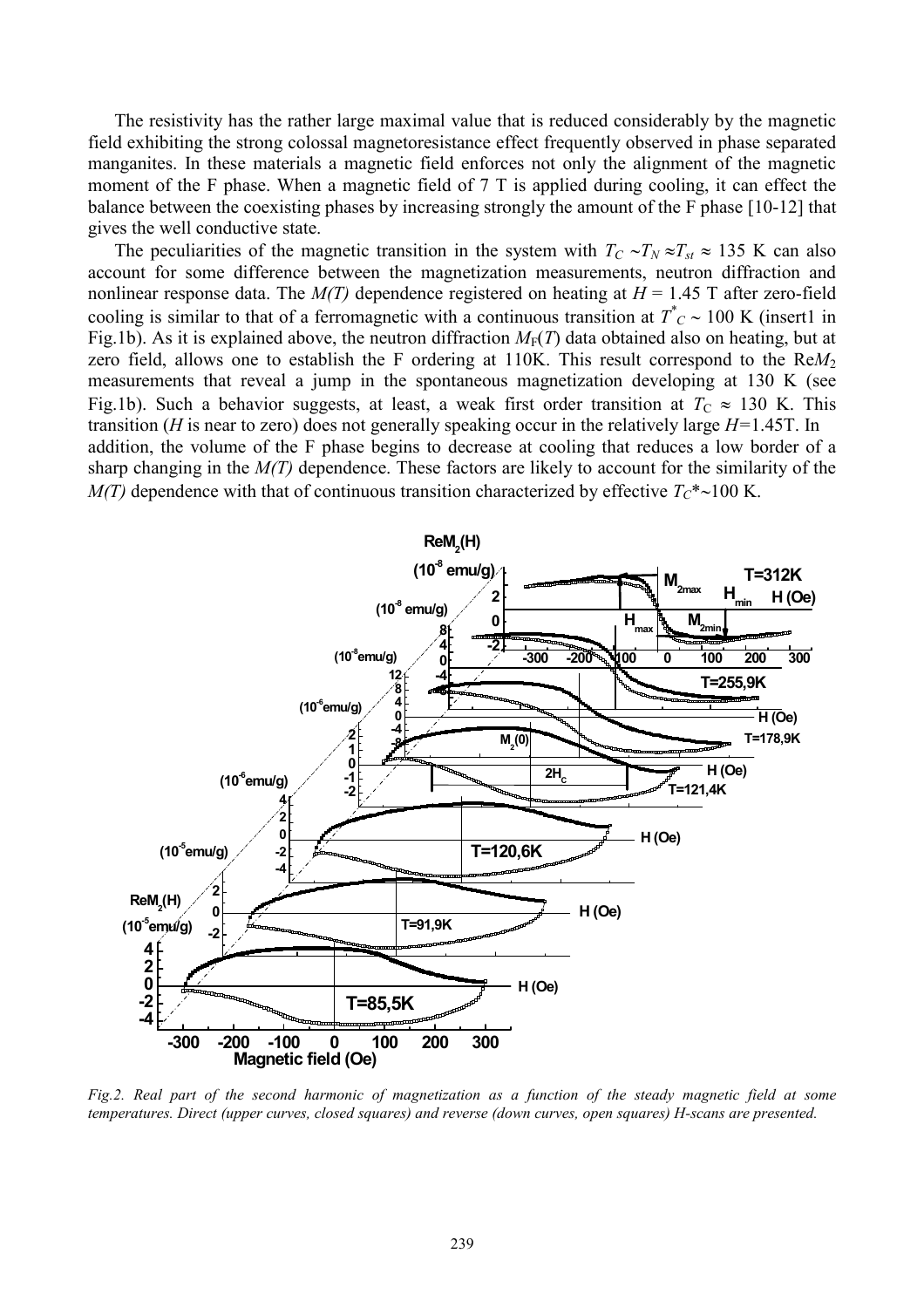The resistivity has the rather large maximal value that is reduced considerably by the magnetic field exhibiting the strong colossal magnetoresistance effect frequently observed in phase separated manganites. In these materials a magnetic field enforces not only the alignment of the magnetic moment of the F phase. When a magnetic field of 7 T is applied during cooling, it can effect the balance between the coexisting phases by increasing strongly the amount of the F phase [10-12] that gives the well conductive state.

The peculiarities of the magnetic transition in the system with $T_C \sim T_N \approx T_{st} \approx 135$ K can also account for some difference between the magnetization measurements, neutron diffraction and nonlinear response data. The *M(T)* dependence registered on heating at $H = 1.45$ T after zero-field cooling is similar to that of a ferromagnetic with a continuous transition at $T^*_C \sim 100$ K (insert1 in Fig.1b). As it is explained above, the neutron diffraction $M_F(T)$ data obtained also on heating, but at zero field, allows one to establish the F ordering at 110K. This result correspond to the Re$M_2$ measurements that reveal a jump in the spontaneous magnetization developing at 130 K (see Fig.1b). Such a behavior suggests, at least, a weak first order transition at $T_C \approx 130$ K. This transition (*H* is near to zero) does not generally speaking occur in the relatively large *H*=1.45T. In addition, the volume of the F phase begins to decrease at cooling that reduces a low border of a sharp changing in the *M(T)* dependence. These factors are likely to account for the similarity of the *M(T)* dependence with that of continuous transition characterized by effective $T_C$*~100 K.

*Fig.2. Real part of the second harmonic of magnetization as a function of the steady magnetic field at some temperatures. Direct (upper curves, closed squares) and reverse (down curves, open squares) H-scans are presented.*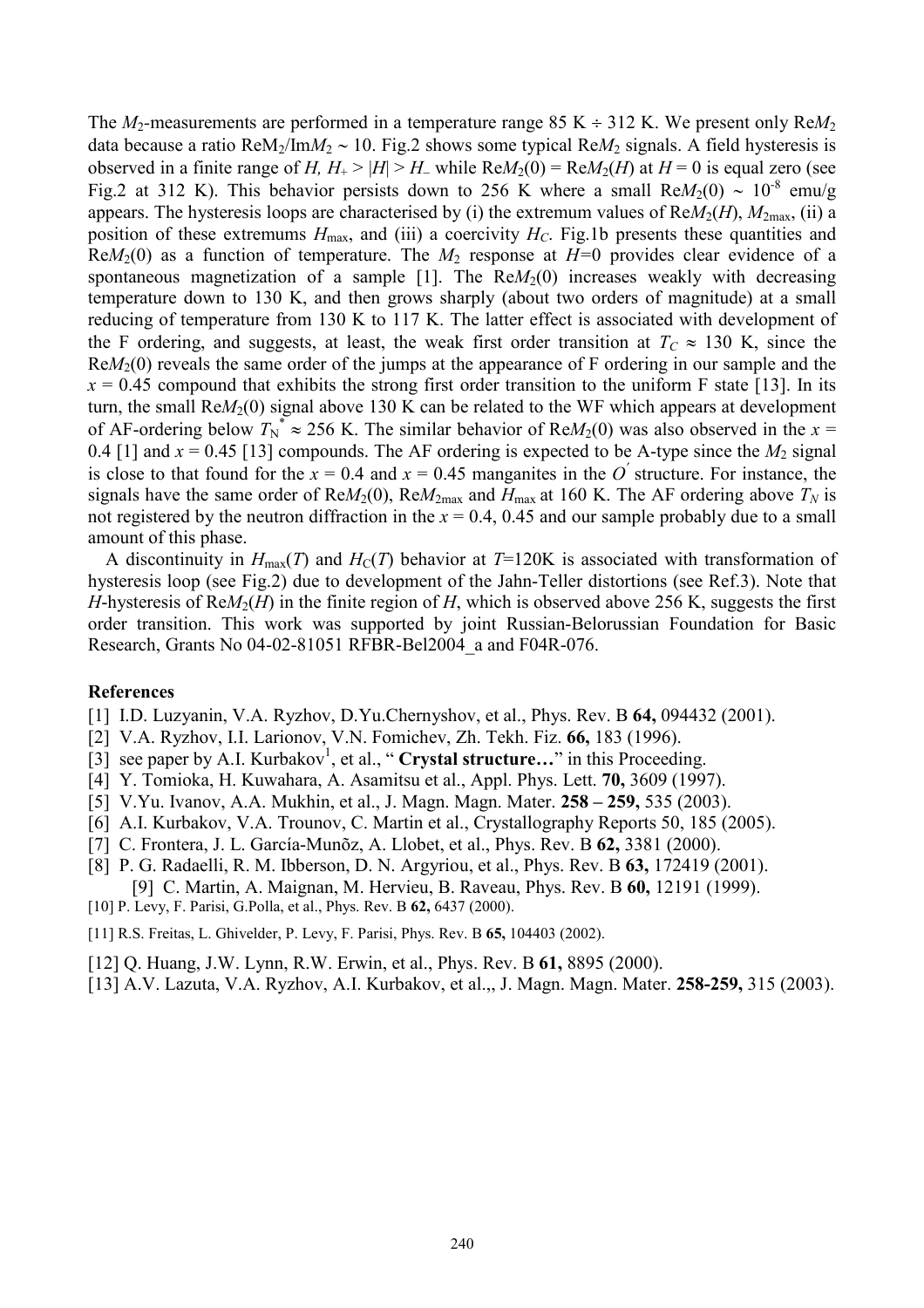The $M_2$-measurements are performed in a temperature range 85 K ÷ 312 K. We present only Re$M_2$ data because a ratio Re$M_2$/Im$M_2$ ~ 10. Fig.2 shows some typical Re$M_2$ signals. A field hysteresis is observed in a finite range of $H$, $H_+ > |H| > H_-$ while Re$M_2(0)$ = Re$M_2(H)$ at $H$ = 0 is equal zero (see Fig.2 at 312 K). This behavior persists down to 256 K where a small Re$M_2(0) \sim 10^{-8}$ emu/g appears. The hysteresis loops are characterised by (i) the extremum values of Re$M_2(H)$, $M_{2\max}$, (ii) a position of these extremums $H_{\max}$, and (iii) a coercivity $H_C$. Fig.1b presents these quantities and Re$M_2(0)$ as a function of temperature. The $M_2$ response at $H$=0 provides clear evidence of a spontaneous magnetization of a sample [1]. The Re$M_2(0)$ increases weakly with decreasing temperature down to 130 K, and then grows sharply (about two orders of magnitude) at a small reducing of temperature from 130 K to 117 K. The latter effect is associated with development of the F ordering, and suggests, at least, the weak first order transition at $T_C \approx 130$ K, since the Re$M_2(0)$ reveals the same order of the jumps at the appearance of F ordering in our sample and the $x$ = 0.45 compound that exhibits the strong first order transition to the uniform F state [13]. In its turn, the small Re$M_2(0)$ signal above 130 K can be related to the WF which appears at development of AF-ordering below $T_N^* \approx 256$ K. The similar behavior of Re$M_2(0)$ was also observed in the $x$ = 0.4 [1] and $x$ = 0.45 [13] compounds. The AF ordering is expected to be A-type since the $M_2$ signal is close to that found for the $x$ = 0.4 and $x$ = 0.45 manganites in the $O'$ structure. For instance, the signals have the same order of Re$M_2(0)$, Re$M_{2\max}$ and $H_{\max}$ at 160 K. The AF ordering above $T_N$ is not registered by the neutron diffraction in the $x$ = 0.4, 0.45 and our sample probably due to a small amount of this phase.

A discontinuity in $H_{\max}(T)$ and $H_C(T)$ behavior at $T$=120K is associated with transformation of hysteresis loop (see Fig.2) due to development of the Jahn-Teller distortions (see Ref.3). Note that $H$-hysteresis of Re$M_2(H)$ in the finite region of $H$, which is observed above 256 K, suggests the first order transition. This work was supported by joint Russian-Belorussian Foundation for Basic Research, Grants No 04-02-81051 RFBR-Bel2004_a and F04R-076.

## References

[1] I.D. Luzyanin, V.A. Ryzhov, D.Yu.Chernyshov, et al., Phys. Rev. B **64,** 094432 (2001).
[2] V.A. Ryzhov, I.I. Larionov, V.N. Fomichev, Zh. Tekh. Fiz. **66,** 183 (1996).
[3] see paper by A.I. Kurbakov[1], et al., " **Crystal structure…**" in this Proceeding.
[4] Y. Tomioka, H. Kuwahara, A. Asamitsu et al., Appl. Phys. Lett. **70,** 3609 (1997).
[5] V.Yu. Ivanov, A.A. Mukhin, et al., J. Magn. Magn. Mater. **258 – 259,** 535 (2003).
[6] A.I. Kurbakov, V.A. Trounov, C. Martin et al., Crystallography Reports 50, 185 (2005).
[7] C. Frontera, J. L. García-Munõz, A. Llobet, et al., Phys. Rev. B **62,** 3381 (2000).
[8] P. G. Radaelli, R. M. Ibberson, D. N. Argyriou, et al., Phys. Rev. B **63,** 172419 (2001).
[9] C. Martin, A. Maignan, M. Hervieu, B. Raveau, Phys. Rev. B **60,** 12191 (1999).
[10] P. Levy, F. Parisi, G.Polla, et al., Phys. Rev. B **62,** 6437 (2000).
[11] R.S. Freitas, L. Ghivelder, P. Levy, F. Parisi, Phys. Rev. B **65,** 104403 (2002).
[12] Q. Huang, J.W. Lynn, R.W. Erwin, et al., Phys. Rev. B **61,** 8895 (2000).
[13] A.V. Lazuta, V.A. Ryzhov, A.I. Kurbakov, et al.,, J. Magn. Magn. Mater. **258-259,** 315 (2003).